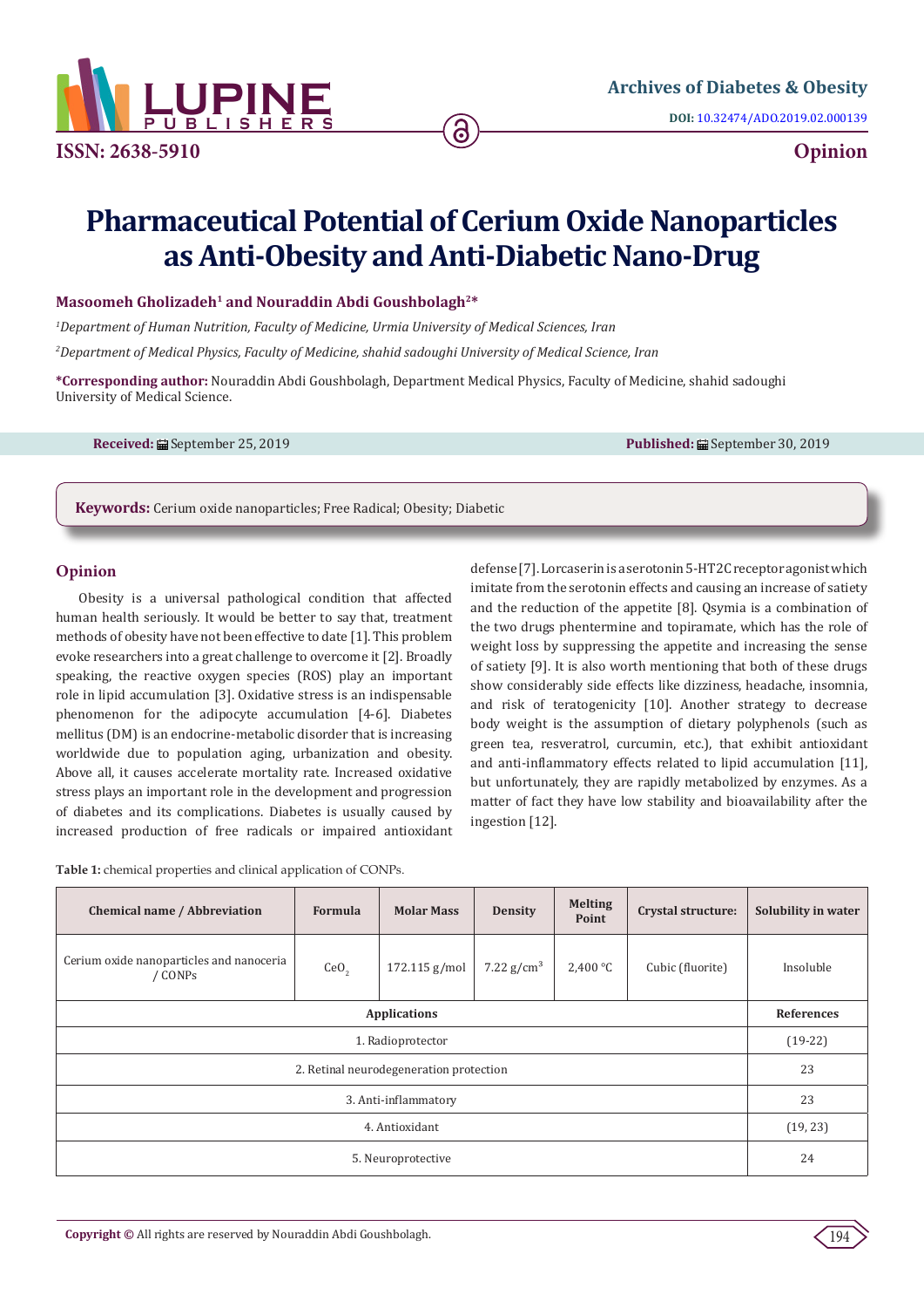# Pharmaceutical Potential of Cerium Oxide Nanoparticles as Anti-Obesity and Anti-Diabetic Nano-Drug

**Masoomeh Gholizadeh[1] and Nouraddin Abdi Goushbolagh[2]***

[1]*Department of Human Nutrition, Faculty of Medicine, Urmia University of Medical Sciences, Iran*

[2]*Department of Medical Physics, Faculty of Medicine, shahid sadoughi University of Medical Science, Iran*

**\*Corresponding author:** Nouraddin Abdi Goushbolagh, Department Medical Physics, Faculty of Medicine, shahid sadoughi University of Medical Science.

**Received:** September 25, 2019

**Published:** September 30, 2019

**Keywords:** Cerium oxide nanoparticles; Free Radical; Obesity; Diabetic

## Opinion

Obesity is a universal pathological condition that affected human health seriously. It would be better to say that, treatment methods of obesity have not been effective to date [1]. This problem evoke researchers into a great challenge to overcome it [2]. Broadly speaking, the reactive oxygen species (ROS) play an important role in lipid accumulation [3]. Oxidative stress is an indispensable phenomenon for the adipocyte accumulation [4-6]. Diabetes mellitus (DM) is an endocrine-metabolic disorder that is increasing worldwide due to population aging, urbanization and obesity. Above all, it causes accelerate mortality rate. Increased oxidative stress plays an important role in the development and progression of diabetes and its complications. Diabetes is usually caused by increased production of free radicals or impaired antioxidant defense [7]. Lorcaserin is a serotonin 5-HT2C receptor agonist which imitate from the serotonin effects and causing an increase of satiety and the reduction of the appetite [8]. Qsymia is a combination of the two drugs phentermine and topiramate, which has the role of weight loss by suppressing the appetite and increasing the sense of satiety [9]. It is also worth mentioning that both of these drugs show considerably side effects like dizziness, headache, insomnia, and risk of teratogenicity [10]. Another strategy to decrease body weight is the assumption of dietary polyphenols (such as green tea, resveratrol, curcumin, etc.), that exhibit antioxidant and anti-inflammatory effects related to lipid accumulation [11], but unfortunately, they are rapidly metabolized by enzymes. As a matter of fact they have low stability and bioavailability after the ingestion [12].

**Table 1:** chemical properties and clinical application of CONPs.

| Chemical name / Abbreviation | Formula | Molar Mass | Density | Melting Point | Crystal structure: | Solubility in water |
|---|---|---|---|---|---|---|
| Cerium oxide nanoparticles and nanoceria / CONPs | $CeO_2$ | 172.115 g/mol | 7.22 g/cm$^3$ | 2,400 °C | Cubic (fluorite) | Insoluble |
| **Applications** | | | | | | **References** |
| 1. Radioprotector | | | | | | (19-22) |
| 2. Retinal neurodegeneration protection | | | | | | 23 |
| 3. Anti-inflammatory | | | | | | 23 |
| 4. Antioxidant | | | | | | (19, 23) |
| 5. Neuroprotective | | | | | | 24 |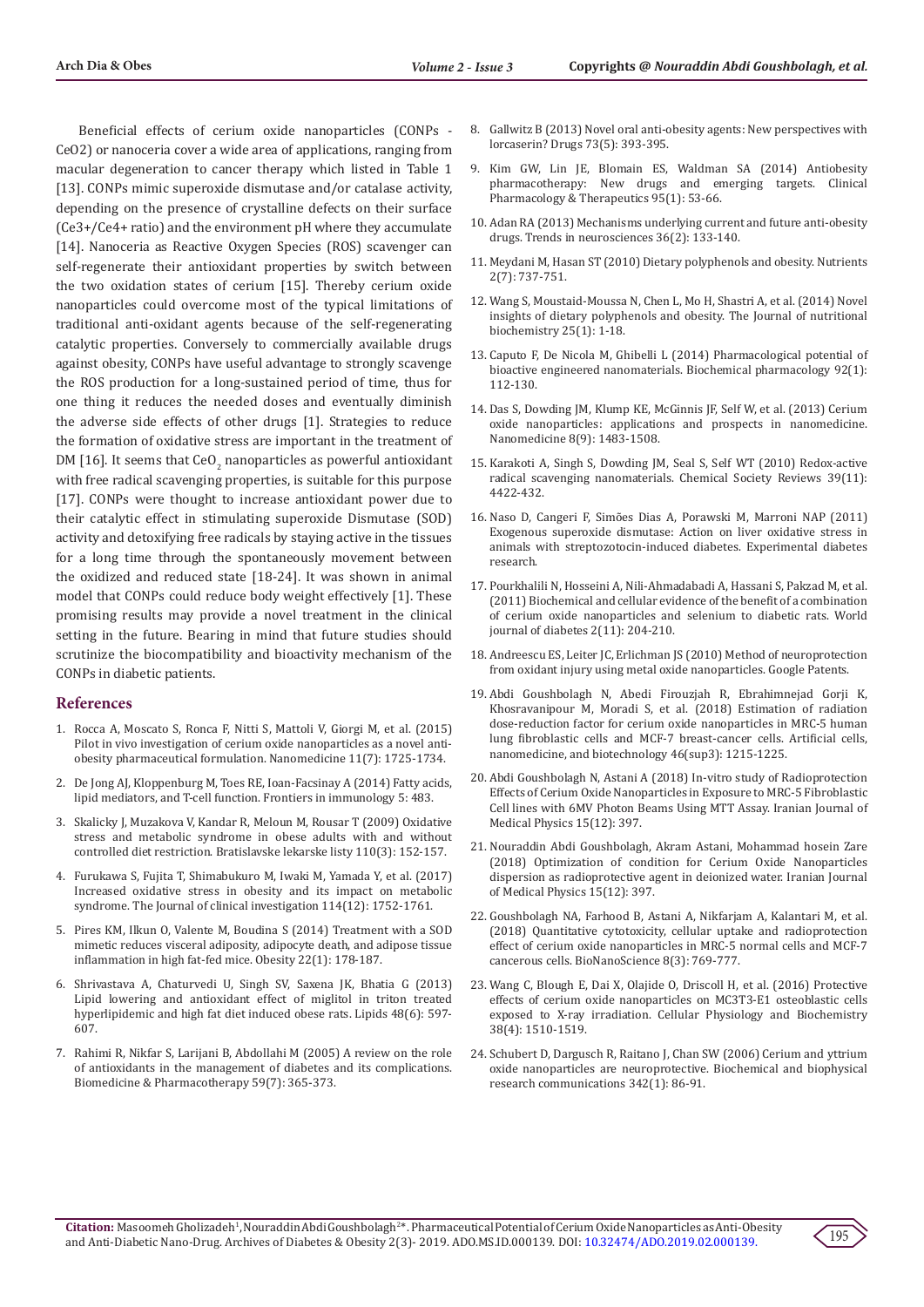Beneficial effects of cerium oxide nanoparticles (CONPs - CeO2) or nanoceria cover a wide area of applications, ranging from macular degeneration to cancer therapy which listed in Table 1 [13]. CONPs mimic superoxide dismutase and/or catalase activity, depending on the presence of crystalline defects on their surface ($Ce^{3+}$/$Ce^{4+}$ ratio) and the environment pH where they accumulate [14]. Nanoceria as Reactive Oxygen Species (ROS) scavenger can self-regenerate their antioxidant properties by switch between the two oxidation states of cerium [15]. Thereby cerium oxide nanoparticles could overcome most of the typical limitations of traditional anti-oxidant agents because of the self-regenerating catalytic properties. Conversely to commercially available drugs against obesity, CONPs have useful advantage to strongly scavenge the ROS production for a long-sustained period of time, thus for one thing it reduces the needed doses and eventually diminish the adverse side effects of other drugs [1]. Strategies to reduce the formation of oxidative stress are important in the treatment of DM [16]. It seems that $CeO_2$ nanoparticles as powerful antioxidant with free radical scavenging properties, is suitable for this purpose [17]. CONPs were thought to increase antioxidant power due to their catalytic effect in stimulating superoxide Dismutase (SOD) activity and detoxifying free radicals by staying active in the tissues for a long time through the spontaneously movement between the oxidized and reduced state [18-24]. It was shown in animal model that CONPs could reduce body weight effectively [1]. These promising results may provide a novel treatment in the clinical setting in the future. Bearing in mind that future studies should scrutinize the biocompatibility and bioactivity mechanism of the CONPs in diabetic patients.

## References

1. Rocca A, Moscato S, Ronca F, Nitti S, Mattoli V, Giorgi M, et al. (2015) Pilot in vivo investigation of cerium oxide nanoparticles as a novel anti-obesity pharmaceutical formulation. Nanomedicine 11(7): 1725-1734.
2. De Jong AJ, Kloppenburg M, Toes RE, Ioan-Facsinay A (2014) Fatty acids, lipid mediators, and T-cell function. Frontiers in immunology 5: 483.
3. Skalicky J, Muzakova V, Kandar R, Meloun M, Rousar T (2009) Oxidative stress and metabolic syndrome in obese adults with and without controlled diet restriction. Bratislavske lekarske listy 110(3): 152-157.
4. Furukawa S, Fujita T, Shimabukuro M, Iwaki M, Yamada Y, et al. (2017) Increased oxidative stress in obesity and its impact on metabolic syndrome. The Journal of clinical investigation 114(12): 1752-1761.
5. Pires KM, Ilkun O, Valente M, Boudina S (2014) Treatment with a SOD mimetic reduces visceral adiposity, adipocyte death, and adipose tissue inflammation in high fat-fed mice. Obesity 22(1): 178-187.
6. Shrivastava A, Chaturvedi U, Singh SV, Saxena JK, Bhatia G (2013) Lipid lowering and antioxidant effect of miglitol in triton treated hyperlipidemic and high fat diet induced obese rats. Lipids 48(6): 597-607.
7. Rahimi R, Nikfar S, Larijani B, Abdollahi M (2005) A review on the role of antioxidants in the management of diabetes and its complications. Biomedicine & Pharmacotherapy 59(7): 365-373.
8. Gallwitz B (2013) Novel oral anti-obesity agents: New perspectives with lorcaserin? Drugs 73(5): 393-395.
9. Kim GW, Lin JE, Blomain ES, Waldman SA (2014) Antiobesity pharmacotherapy: New drugs and emerging targets. Clinical Pharmacology & Therapeutics 95(1): 53-66.
10. Adan RA (2013) Mechanisms underlying current and future anti-obesity drugs. Trends in neurosciences 36(2): 133-140.
11. Meydani M, Hasan ST (2010) Dietary polyphenols and obesity. Nutrients 2(7): 737-751.
12. Wang S, Moustaid-Moussa N, Chen L, Mo H, Shastri A, et al. (2014) Novel insights of dietary polyphenols and obesity. The Journal of nutritional biochemistry 25(1): 1-18.
13. Caputo F, De Nicola M, Ghibelli L (2014) Pharmacological potential of bioactive engineered nanomaterials. Biochemical pharmacology 92(1): 112-130.
14. Das S, Dowding JM, Klump KE, McGinnis JF, Self W, et al. (2013) Cerium oxide nanoparticles: applications and prospects in nanomedicine. Nanomedicine 8(9): 1483-1508.
15. Karakoti A, Singh S, Dowding JM, Seal S, Self WT (2010) Redox-active radical scavenging nanomaterials. Chemical Society Reviews 39(11): 4422-432.
16. Naso D, Cangeri F, Simões Dias A, Porawski M, Marroni NAP (2011) Exogenous superoxide dismutase: Action on liver oxidative stress in animals with streptozotocin-induced diabetes. Experimental diabetes research.
17. Pourkhalili N, Hosseini A, Nili-Ahmadabadi A, Hassani S, Pakzad M, et al. (2011) Biochemical and cellular evidence of the benefit of a combination of cerium oxide nanoparticles and selenium to diabetic rats. World journal of diabetes 2(11): 204-210.
18. Andreescu ES, Leiter JC, Erlichman JS (2010) Method of neuroprotection from oxidant injury using metal oxide nanoparticles. Google Patents.
19. Abdi Goushbolagh N, Abedi Firouzjah R, Ebrahimnejad Gorji K, Khosravanipour M, Moradi S, et al. (2018) Estimation of radiation dose-reduction factor for cerium oxide nanoparticles in MRC-5 human lung fibroblastic cells and MCF-7 breast-cancer cells. Artificial cells, nanomedicine, and biotechnology 46(sup3): 1215-1225.
20. Abdi Goushbolagh N, Astani A (2018) In-vitro study of Radioprotection Effects of Cerium Oxide Nanoparticles in Exposure to MRC-5 Fibroblastic Cell lines with 6MV Photon Beams Using MTT Assay. Iranian Journal of Medical Physics 15(12): 397.
21. Nouraddin Abdi Goushbolagh, Akram Astani, Mohammad hosein Zare (2018) Optimization of condition for Cerium Oxide Nanoparticles dispersion as radioprotective agent in deionized water. Iranian Journal of Medical Physics 15(12): 397.
22. Goushbolagh NA, Farhood B, Astani A, Nikfarjam A, Kalantari M, et al. (2018) Quantitative cytotoxicity, cellular uptake and radioprotection effect of cerium oxide nanoparticles in MRC-5 normal cells and MCF-7 cancerous cells. BioNanoScience 8(3): 769-777.
23. Wang C, Blough E, Dai X, Olajide O, Driscoll H, et al. (2016) Protective effects of cerium oxide nanoparticles on MC3T3-E1 osteoblastic cells exposed to X-ray irradiation. Cellular Physiology and Biochemistry 38(4): 1510-1519.
24. Schubert D, Dargusch R, Raitano J, Chan SW (2006) Cerium and yttrium oxide nanoparticles are neuroprotective. Biochemical and biophysical research communications 342(1): 86-91.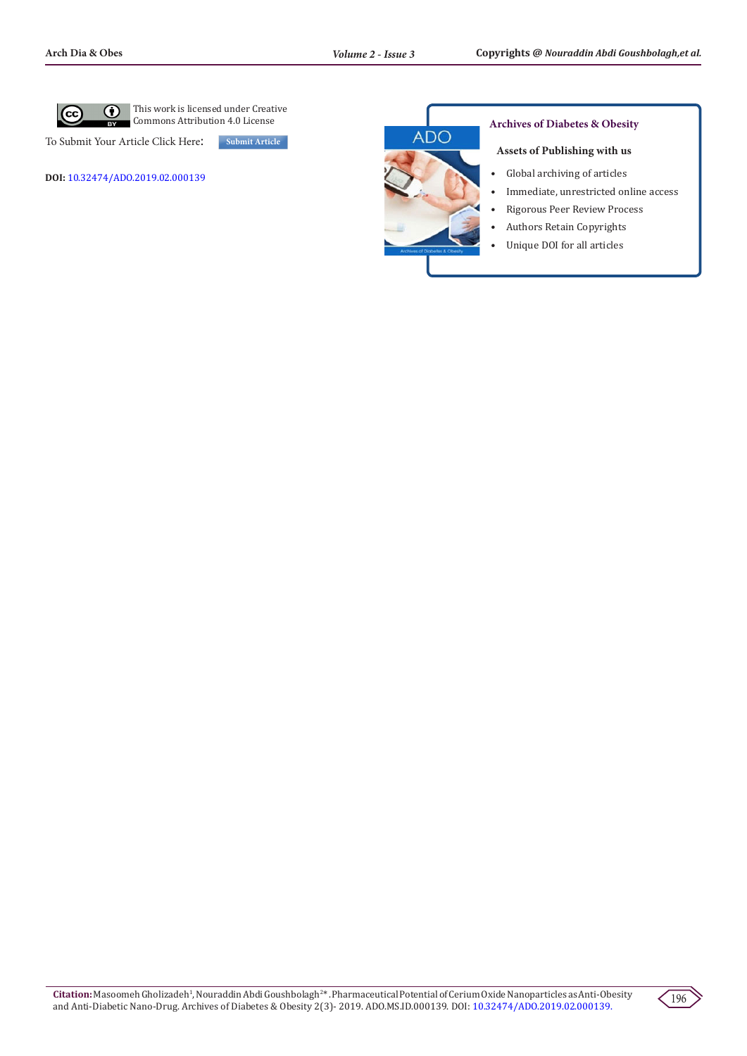This work is licensed under Creative Commons Attribution 4.0 License

To Submit Your Article Click Here: Submit Article

**DOI:** 10.32474/ADO.2019.02.000139

**Archives of Diabetes & Obesity**

**Assets of Publishing with us**

- Global archiving of articles
- Immediate, unrestricted online access
- Rigorous Peer Review Process
- Authors Retain Copyrights
- Unique DOI for all articles

**Citation:** Masoomeh Gholizadeh[1], Nouraddin Abdi Goushbolagh[2*]. Pharmaceutical Potential of Cerium Oxide Nanoparticles as Anti-Obesity and Anti-Diabetic Nano-Drug. Archives of Diabetes & Obesity 2(3)- 2019. ADO.MS.ID.000139. DOI: 10.32474/ADO.2019.02.000139.